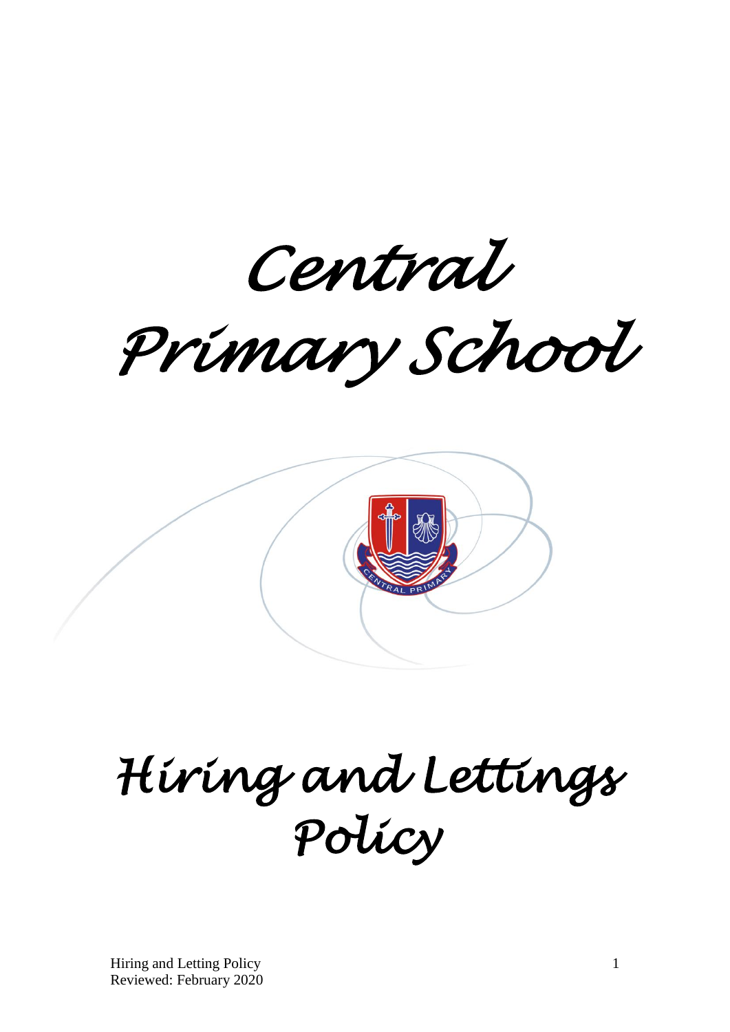# Central Primary School

# Hiring and Lettings Policy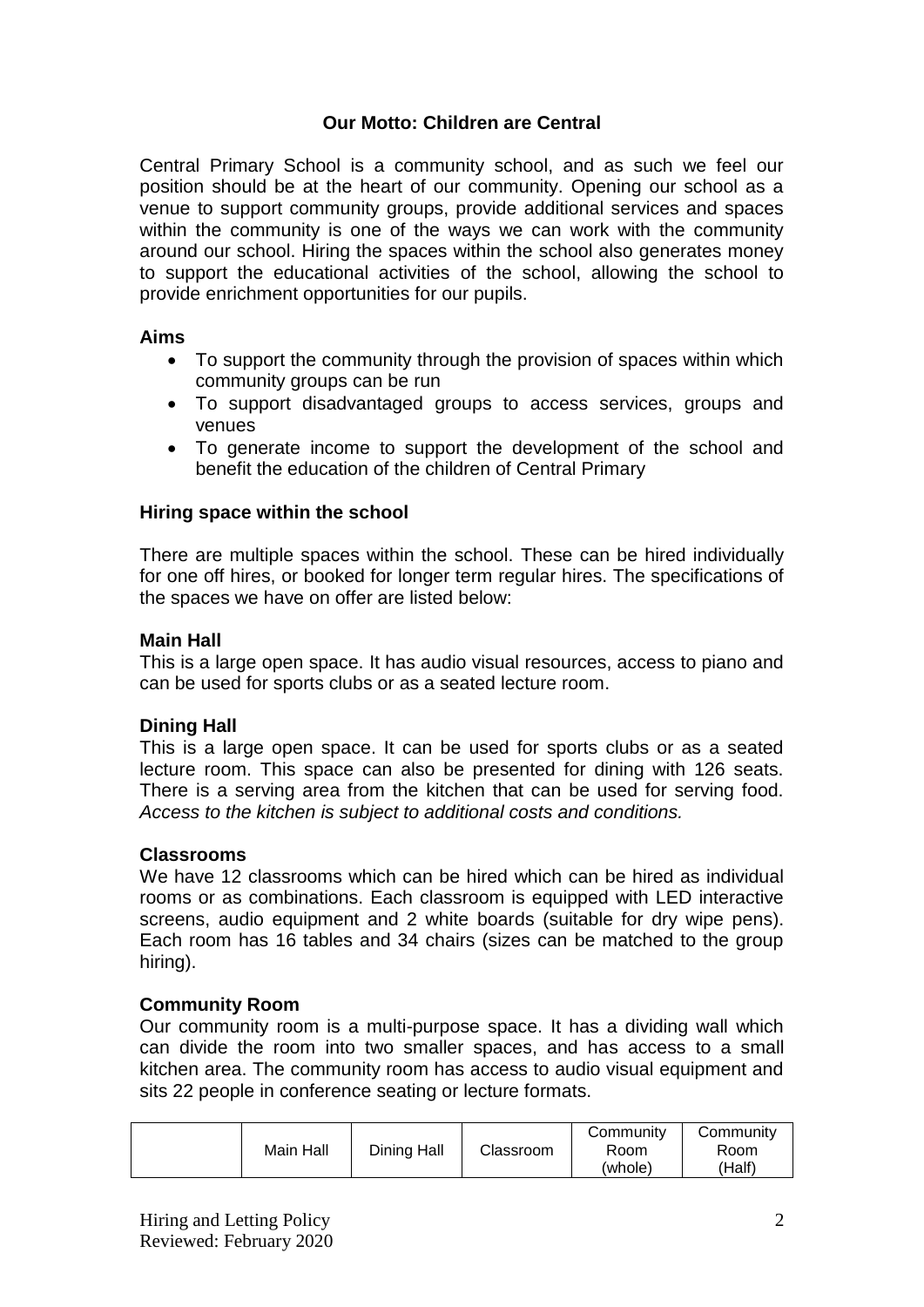**Our Motto: Children are Central**

Central Primary School is a community school, and as such we feel our position should be at the heart of our community. Opening our school as a venue to support community groups, provide additional services and spaces within the community is one of the ways we can work with the community around our school. Hiring the spaces within the school also generates money to support the educational activities of the school, allowing the school to provide enrichment opportunities for our pupils.

### Aims

- To support the community through the provision of spaces within which community groups can be run
- To support disadvantaged groups to access services, groups and venues
- To generate income to support the development of the school and benefit the education of the children of Central Primary

### Hiring space within the school

There are multiple spaces within the school. These can be hired individually for one off hires, or booked for longer term regular hires. The specifications of the spaces we have on offer are listed below:

### Main Hall

This is a large open space. It has audio visual resources, access to piano and can be used for sports clubs or as a seated lecture room.

### Dining Hall

This is a large open space. It can be used for sports clubs or as a seated lecture room. This space can also be presented for dining with 126 seats. There is a serving area from the kitchen that can be used for serving food. *Access to the kitchen is subject to additional costs and conditions.*

### Classrooms

We have 12 classrooms which can be hired which can be hired as individual rooms or as combinations. Each classroom is equipped with LED interactive screens, audio equipment and 2 white boards (suitable for dry wipe pens). Each room has 16 tables and 34 chairs (sizes can be matched to the group hiring).

### Community Room

Our community room is a multi-purpose space. It has a dividing wall which can divide the room into two smaller spaces, and has access to a small kitchen area. The community room has access to audio visual equipment and sits 22 people in conference seating or lecture formats.

| | Main Hall | Dining Hall | Classroom | Community Room (whole) | Community Room (Half) |
|---|---|---|---|---|---|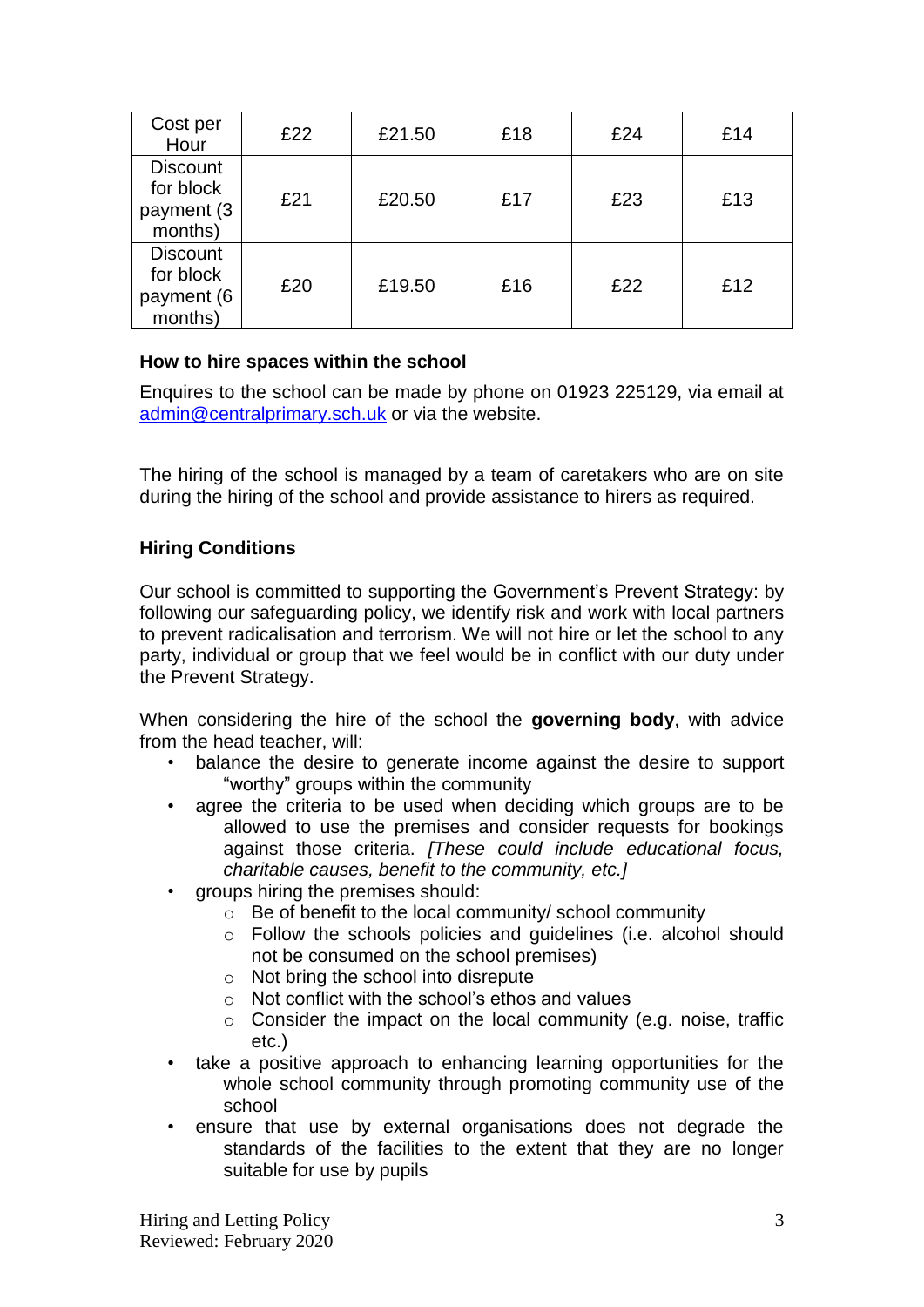| Cost per Hour | £22 | £21.50 | £18 | £24 | £14 |
|---|---|---|---|---|---|
| Discount for block payment (3 months) | £21 | £20.50 | £17 | £23 | £13 |
| Discount for block payment (6 months) | £20 | £19.50 | £16 | £22 | £12 |

**How to hire spaces within the school**

Enquires to the school can be made by phone on 01923 225129, via email at admin@centralprimary.sch.uk or via the website.

The hiring of the school is managed by a team of caretakers who are on site during the hiring of the school and provide assistance to hirers as required.

**Hiring Conditions**

Our school is committed to supporting the Government's Prevent Strategy: by following our safeguarding policy, we identify risk and work with local partners to prevent radicalisation and terrorism. We will not hire or let the school to any party, individual or group that we feel would be in conflict with our duty under the Prevent Strategy.

When considering the hire of the school the **governing body**, with advice from the head teacher, will:

- balance the desire to generate income against the desire to support "worthy" groups within the community
- agree the criteria to be used when deciding which groups are to be allowed to use the premises and consider requests for bookings against those criteria. *[These could include educational focus, charitable causes, benefit to the community, etc.]*
- groups hiring the premises should:
  - Be of benefit to the local community/ school community
  - Follow the schools policies and guidelines (i.e. alcohol should not be consumed on the school premises)
  - Not bring the school into disrepute
  - Not conflict with the school's ethos and values
  - Consider the impact on the local community (e.g. noise, traffic etc.)
- take a positive approach to enhancing learning opportunities for the whole school community through promoting community use of the school
- ensure that use by external organisations does not degrade the standards of the facilities to the extent that they are no longer suitable for use by pupils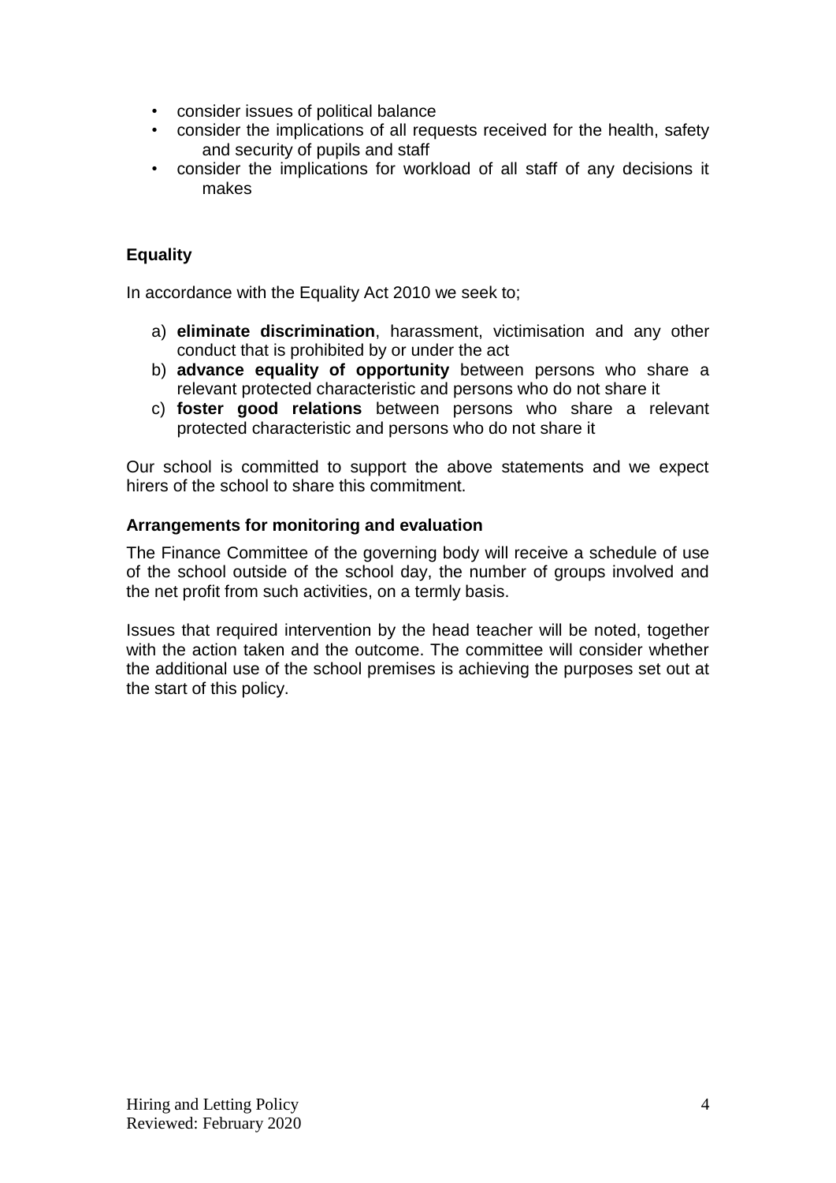- consider issues of political balance
- consider the implications of all requests received for the health, safety and security of pupils and staff
- consider the implications for workload of all staff of any decisions it makes

**Equality**

In accordance with the Equality Act 2010 we seek to;

a) **eliminate discrimination**, harassment, victimisation and any other conduct that is prohibited by or under the act
b) **advance equality of opportunity** between persons who share a relevant protected characteristic and persons who do not share it
c) **foster good relations** between persons who share a relevant protected characteristic and persons who do not share it

Our school is committed to support the above statements and we expect hirers of the school to share this commitment.

**Arrangements for monitoring and evaluation**

The Finance Committee of the governing body will receive a schedule of use of the school outside of the school day, the number of groups involved and the net profit from such activities, on a termly basis.

Issues that required intervention by the head teacher will be noted, together with the action taken and the outcome. The committee will consider whether the additional use of the school premises is achieving the purposes set out at the start of this policy.